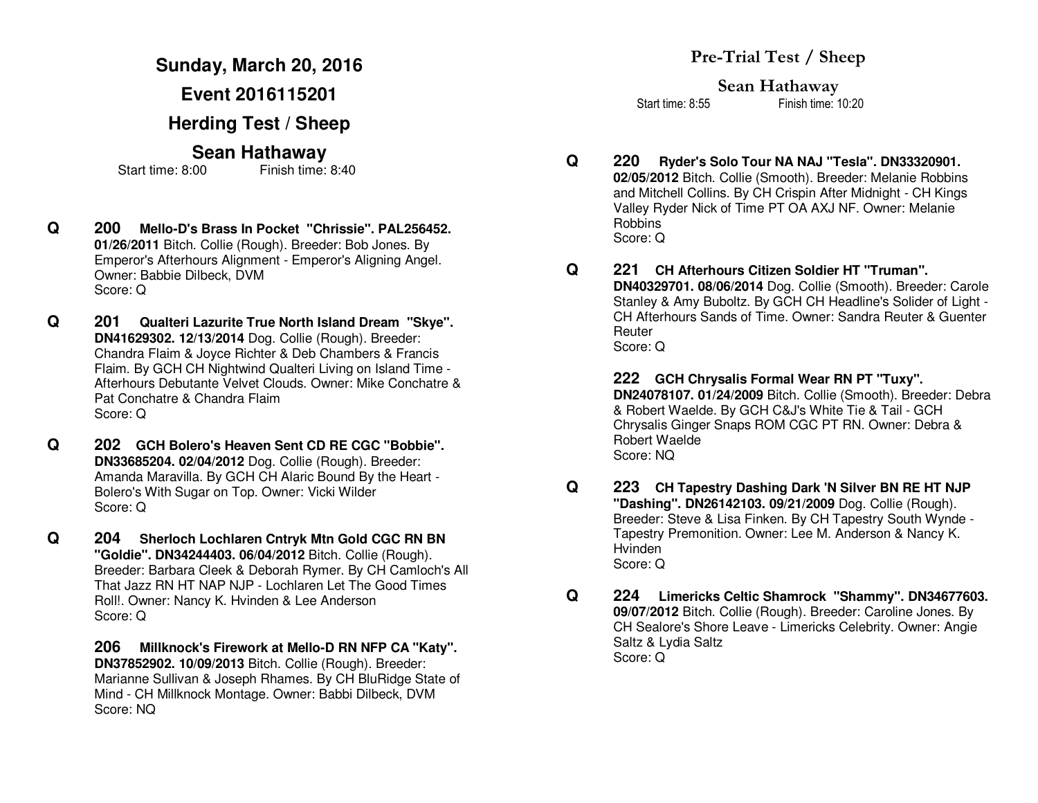# Sunday, March 20, 2016

# Event 2016115201

## Herding Test / Sheep

## Sean Hathaway

Start time: 8:00 Finish time: 8:40

**Q** **200** **Mello-D's Brass In Pocket "Chrissie". PAL256452. 01/26/2011** Bitch. Collie (Rough). Breeder: Bob Jones. By Emperor's Afterhours Alignment - Emperor's Aligning Angel. Owner: Babbie Dilbeck, DVM
Score: Q

**Q** **201** **Qualteri Lazurite True North Island Dream "Skye". DN41629302. 12/13/2014** Dog. Collie (Rough). Breeder: Chandra Flaim & Joyce Richter & Deb Chambers & Francis Flaim. By GCH CH Nightwind Qualteri Living on Island Time - Afterhours Debutante Velvet Clouds. Owner: Mike Conchatre & Pat Conchatre & Chandra Flaim
Score: Q

**Q** **202** **GCH Bolero's Heaven Sent CD RE CGC "Bobbie". DN33685204. 02/04/2012** Dog. Collie (Rough). Breeder: Amanda Maravilla. By GCH CH Alaric Bound By the Heart - Bolero's With Sugar on Top. Owner: Vicki Wilder
Score: Q

**Q** **204** **Sherloch Lochlaren Cntryk Mtn Gold CGC RN BN "Goldie". DN34244403. 06/04/2012** Bitch. Collie (Rough). Breeder: Barbara Cleek & Deborah Rymer. By CH Camloch's All That Jazz RN HT NAP NJP - Lochlaren Let The Good Times Roll!. Owner: Nancy K. Hvinden & Lee Anderson
Score: Q

**206** **Millknock's Firework at Mello-D RN NFP CA "Katy". DN37852902. 10/09/2013** Bitch. Collie (Rough). Breeder: Marianne Sullivan & Joseph Rhames. By CH BluRidge State of Mind - CH Millknock Montage. Owner: Babbi Dilbeck, DVM
Score: NQ

## Pre-Trial Test / Sheep

## Sean Hathaway

Start time: 8:55 Finish time: 10:20

**Q** **220** **Ryder's Solo Tour NA NAJ "Tesla". DN33320901. 02/05/2012** Bitch. Collie (Smooth). Breeder: Melanie Robbins and Mitchell Collins. By CH Crispin After Midnight - CH Kings Valley Ryder Nick of Time PT OA AXJ NF. Owner: Melanie Robbins
Score: Q

**Q** **221** **CH Afterhours Citizen Soldier HT "Truman". DN40329701. 08/06/2014** Dog. Collie (Smooth). Breeder: Carole Stanley & Amy Buboltz. By GCH CH Headline's Solider of Light - CH Afterhours Sands of Time. Owner: Sandra Reuter & Guenter Reuter
Score: Q

**222** **GCH Chrysalis Formal Wear RN PT "Tuxy". DN24078107. 01/24/2009** Bitch. Collie (Smooth). Breeder: Debra & Robert Waelde. By GCH C&J's White Tie & Tail - GCH Chrysalis Ginger Snaps ROM CGC PT RN. Owner: Debra & Robert Waelde
Score: NQ

**Q** **223** **CH Tapestry Dashing Dark 'N Silver BN RE HT NJP "Dashing". DN26142103. 09/21/2009** Dog. Collie (Rough). Breeder: Steve & Lisa Finken. By CH Tapestry South Wynde - Tapestry Premonition. Owner: Lee M. Anderson & Nancy K. Hvinden
Score: Q

**Q** **224** **Limericks Celtic Shamrock "Shammy". DN34677603. 09/07/2012** Bitch. Collie (Rough). Breeder: Caroline Jones. By CH Sealore's Shore Leave - Limericks Celebrity. Owner: Angie Saltz & Lydia Saltz
Score: Q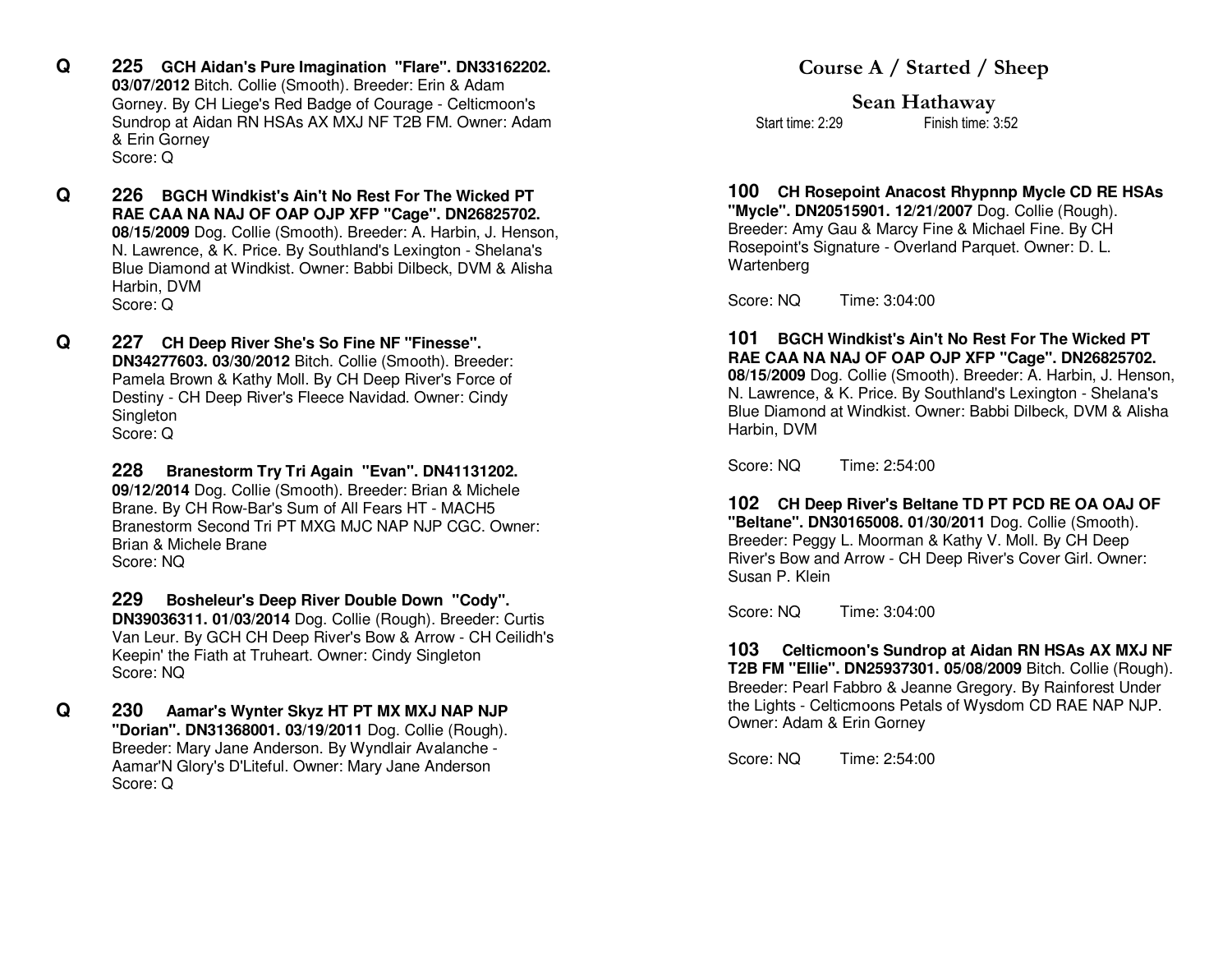**Q** **225 GCH Aidan's Pure Imagination "Flare". DN33162202. 03/07/2012** Bitch. Collie (Smooth). Breeder: Erin & Adam Gorney. By CH Liege's Red Badge of Courage - Celticmoon's Sundrop at Aidan RN HSAs AX MXJ NF T2B FM. Owner: Adam & Erin Gorney
Score: Q

**Q** **226 BGCH Windkist's Ain't No Rest For The Wicked PT RAE CAA NA NAJ OF OAP OJP XFP "Cage". DN26825702. 08/15/2009** Dog. Collie (Smooth). Breeder: A. Harbin, J. Henson, N. Lawrence, & K. Price. By Southland's Lexington - Shelana's Blue Diamond at Windkist. Owner: Babbi Dilbeck, DVM & Alisha Harbin, DVM
Score: Q

**Q** **227 CH Deep River She's So Fine NF "Finesse". DN34277603. 03/30/2012** Bitch. Collie (Smooth). Breeder: Pamela Brown & Kathy Moll. By CH Deep River's Force of Destiny - CH Deep River's Fleece Navidad. Owner: Cindy Singleton
Score: Q

**228 Branestorm Try Tri Again "Evan". DN41131202. 09/12/2014** Dog. Collie (Smooth). Breeder: Brian & Michele Brane. By CH Row-Bar's Sum of All Fears HT - MACH5 Branestorm Second Tri PT MXG MJC NAP NJP CGC. Owner: Brian & Michele Brane
Score: NQ

**229 Bosheleur's Deep River Double Down "Cody". DN39036311. 01/03/2014** Dog. Collie (Rough). Breeder: Curtis Van Leur. By GCH CH Deep River's Bow & Arrow - CH Ceilidh's Keepin' the Fiath at Truheart. Owner: Cindy Singleton
Score: NQ

**Q** **230 Aamar's Wynter Skyz HT PT MX MXJ NAP NJP "Dorian". DN31368001. 03/19/2011** Dog. Collie (Rough). Breeder: Mary Jane Anderson. By Wyndlair Avalanche - Aamar'N Glory's D'Liteful. Owner: Mary Jane Anderson
Score: Q

# Course A / Started / Sheep

## Sean Hathaway

Start time: 2:29 Finish time: 3:52

**100 CH Rosepoint Anacost Rhypnnp Mycle CD RE HSAs "Mycle". DN20515901. 12/21/2007** Dog. Collie (Rough). Breeder: Amy Gau & Marcy Fine & Michael Fine. By CH Rosepoint's Signature - Overland Parquet. Owner: D. L. Wartenberg

Score: NQ Time: 3:04:00

**101 BGCH Windkist's Ain't No Rest For The Wicked PT RAE CAA NA NAJ OF OAP OJP XFP "Cage". DN26825702. 08/15/2009** Dog. Collie (Smooth). Breeder: A. Harbin, J. Henson, N. Lawrence, & K. Price. By Southland's Lexington - Shelana's Blue Diamond at Windkist. Owner: Babbi Dilbeck, DVM & Alisha Harbin, DVM

Score: NQ Time: 2:54:00

**102 CH Deep River's Beltane TD PT PCD RE OA OAJ OF "Beltane". DN30165008. 01/30/2011** Dog. Collie (Smooth). Breeder: Peggy L. Moorman & Kathy V. Moll. By CH Deep River's Bow and Arrow - CH Deep River's Cover Girl. Owner: Susan P. Klein

Score: NQ Time: 3:04:00

**103 Celticmoon's Sundrop at Aidan RN HSAs AX MXJ NF T2B FM "Ellie". DN25937301. 05/08/2009** Bitch. Collie (Rough). Breeder: Pearl Fabbro & Jeanne Gregory. By Rainforest Under the Lights - Celticmoons Petals of Wysdom CD RAE NAP NJP. Owner: Adam & Erin Gorney

Score: NQ Time: 2:54:00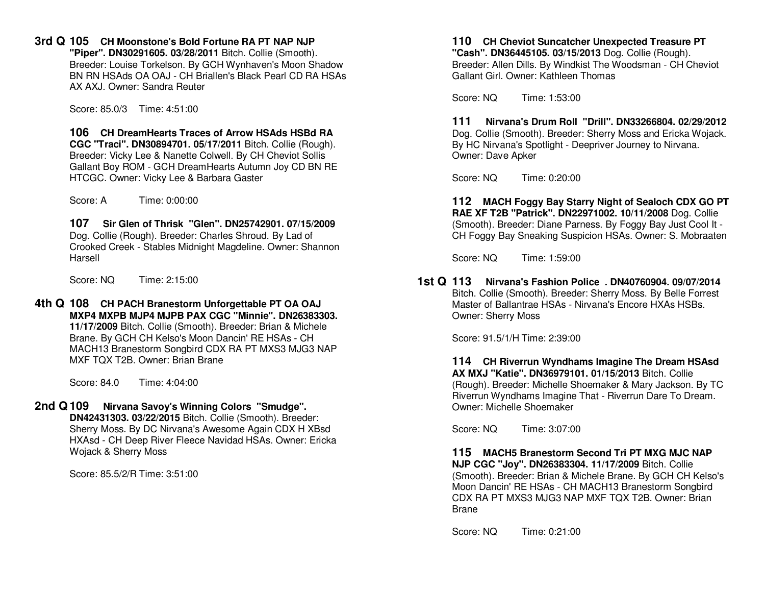**3rd Q 105 CH Moonstone's Bold Fortune RA PT NAP NJP "Piper". DN30291605. 03/28/2011** Bitch. Collie (Smooth). Breeder: Louise Torkelson. By GCH Wynhaven's Moon Shadow BN RN HSAds OA OAJ - CH Briallen's Black Pearl CD RA HSAs AX AXJ. Owner: Sandra Reuter

Score: 85.0/3 Time: 4:51:00

**106 CH DreamHearts Traces of Arrow HSAds HSBd RA CGC "Traci". DN30894701. 05/17/2011** Bitch. Collie (Rough). Breeder: Vicky Lee & Nanette Colwell. By CH Cheviot Sollis Gallant Boy ROM - GCH DreamHearts Autumn Joy CD BN RE HTCGC. Owner: Vicky Lee & Barbara Gaster

Score: A Time: 0:00:00

**107 Sir Glen of Thrisk "Glen". DN25742901. 07/15/2009** Dog. Collie (Rough). Breeder: Charles Shroud. By Lad of Crooked Creek - Stables Midnight Magdeline. Owner: Shannon Harsell

Score: NQ Time: 2:15:00

**4th Q 108 CH PACH Branestorm Unforgettable PT OA OAJ MXP4 MXPB MJP4 MJPB PAX CGC "Minnie". DN26383303. 11/17/2009** Bitch. Collie (Smooth). Breeder: Brian & Michele Brane. By GCH CH Kelso's Moon Dancin' RE HSAs - CH MACH13 Branestorm Songbird CDX RA PT MXS3 MJG3 NAP MXF TQX T2B. Owner: Brian Brane

Score: 84.0 Time: 4:04:00

**2nd Q 109 Nirvana Savoy's Winning Colors "Smudge". DN42431303. 03/22/2015** Bitch. Collie (Smooth). Breeder: Sherry Moss. By DC Nirvana's Awesome Again CDX H XBsd HXAsd - CH Deep River Fleece Navidad HSAs. Owner: Ericka Wojack & Sherry Moss

Score: 85.5/2/R Time: 3:51:00

**110 CH Cheviot Suncatcher Unexpected Treasure PT "Cash". DN36445105. 03/15/2013** Dog. Collie (Rough). Breeder: Allen Dills. By Windkist The Woodsman - CH Cheviot Gallant Girl. Owner: Kathleen Thomas

Score: NQ Time: 1:53:00

**111 Nirvana's Drum Roll "Drill". DN33266804. 02/29/2012** Dog. Collie (Smooth). Breeder: Sherry Moss and Ericka Wojack. By HC Nirvana's Spotlight - Deepriver Journey to Nirvana. Owner: Dave Apker

Score: NQ Time: 0:20:00

**112 MACH Foggy Bay Starry Night of Sealoch CDX GO PT RAE XF T2B "Patrick". DN22971002. 10/11/2008** Dog. Collie (Smooth). Breeder: Diane Parness. By Foggy Bay Just Cool It - CH Foggy Bay Sneaking Suspicion HSAs. Owner: S. Mobraaten

Score: NQ Time: 1:59:00

**1st Q 113 Nirvana's Fashion Police . DN40760904. 09/07/2014** Bitch. Collie (Smooth). Breeder: Sherry Moss. By Belle Forrest Master of Ballantrae HSAs - Nirvana's Encore HXAs HSBs. Owner: Sherry Moss

Score: 91.5/1/H Time: 2:39:00

**114 CH Riverrun Wyndhams Imagine The Dream HSAsd AX MXJ "Katie". DN36979101. 01/15/2013** Bitch. Collie (Rough). Breeder: Michelle Shoemaker & Mary Jackson. By TC Riverrun Wyndhams Imagine That - Riverrun Dare To Dream. Owner: Michelle Shoemaker

Score: NQ Time: 3:07:00

**115 MACH5 Branestorm Second Tri PT MXG MJC NAP NJP CGC "Joy". DN26383304. 11/17/2009** Bitch. Collie (Smooth). Breeder: Brian & Michele Brane. By GCH CH Kelso's Moon Dancin' RE HSAs - CH MACH13 Branestorm Songbird CDX RA PT MXS3 MJG3 NAP MXF TQX T2B. Owner: Brian Brane

Score: NQ Time: 0:21:00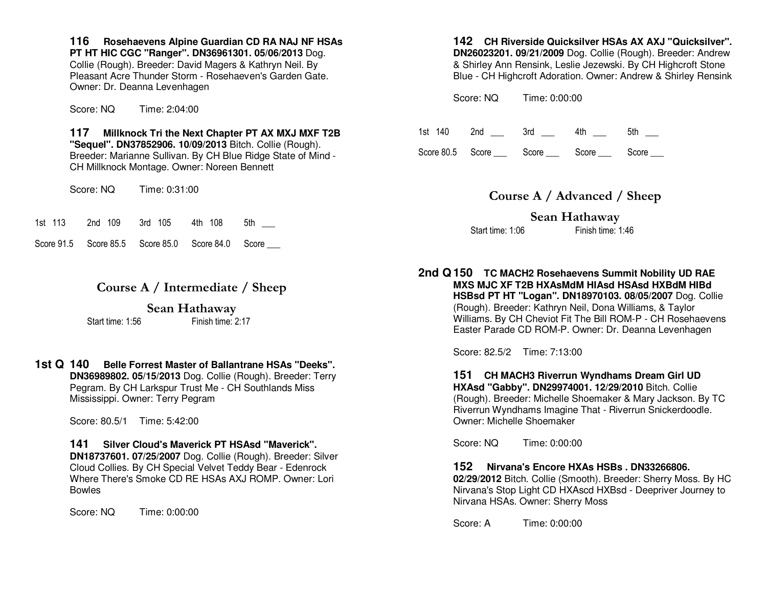**116** **Rosehaevens Alpine Guardian CD RA NAJ NF HSAs PT HT HIC CGC "Ranger". DN36961301. 05/06/2013** Dog. Collie (Rough). Breeder: David Magers & Kathryn Neil. By Pleasant Acre Thunder Storm - Rosehaeven's Garden Gate. Owner: Dr. Deanna Levenhagen

Score: NQ Time: 2:04:00

**117** **Millknock Tri the Next Chapter PT AX MXJ MXF T2B "Sequel". DN37852906. 10/09/2013** Bitch. Collie (Rough). Breeder: Marianne Sullivan. By CH Blue Ridge State of Mind - CH Millknock Montage. Owner: Noreen Bennett

Score: NQ Time: 0:31:00

| 1st 113 | 2nd 109 | 3rd 105 | 4th 108 | 5th ___ |
|---|---|---|---|---|
| Score 91.5 | Score 85.5 | Score 85.0 | Score 84.0 | Score ___ |

## Course A / Intermediate / Sheep

### Sean Hathaway

Start time: 1:56 Finish time: 2:17

**1st Q 140** **Belle Forrest Master of Ballantrane HSAs "Deeks". DN36989802. 05/15/2013** Dog. Collie (Rough). Breeder: Terry Pegram. By CH Larkspur Trust Me - CH Southlands Miss Mississippi. Owner: Terry Pegram

Score: 80.5/1 Time: 5:42:00

**141** **Silver Cloud's Maverick PT HSAsd "Maverick". DN18737601. 07/25/2007** Dog. Collie (Rough). Breeder: Silver Cloud Collies. By CH Special Velvet Teddy Bear - Edenrock Where There's Smoke CD RE HSAs AXJ ROMP. Owner: Lori Bowles

Score: NQ Time: 0:00:00

**142** **CH Riverside Quicksilver HSAs AX AXJ "Quicksilver". DN26023201. 09/21/2009** Dog. Collie (Rough). Breeder: Andrew & Shirley Ann Rensink, Leslie Jezewski. By CH Highcroft Stone Blue - CH Highcroft Adoration. Owner: Andrew & Shirley Rensink

Score: NQ Time: 0:00:00

| 1st 140 | 2nd ___ | 3rd ___ | 4th ___ | 5th ___ |
|---|---|---|---|---|
| Score 80.5 | Score ___ | Score ___ | Score ___ | Score ___ |

## Course A / Advanced / Sheep

### Sean Hathaway

Start time: 1:06 Finish time: 1:46

**2nd Q 150** **TC MACH2 Rosehaevens Summit Nobility UD RAE MXS MJC XF T2B HXAsMdM HIAsd HSAsd HXBdM HIBd HSBsd PT HT "Logan". DN18970103. 08/05/2007** Dog. Collie (Rough). Breeder: Kathryn Neil, Dona Williams, & Taylor Williams. By CH Cheviot Fit The Bill ROM-P - CH Rosehaevens Easter Parade CD ROM-P. Owner: Dr. Deanna Levenhagen

Score: 82.5/2 Time: 7:13:00

**151** **CH MACH3 Riverrun Wyndhams Dream Girl UD HXAsd "Gabby". DN29974001. 12/29/2010** Bitch. Collie (Rough). Breeder: Michelle Shoemaker & Mary Jackson. By TC Riverrun Wyndhams Imagine That - Riverrun Snickerdoodle. Owner: Michelle Shoemaker

Score: NQ Time: 0:00:00

**152** **Nirvana's Encore HXAs HSBs . DN33266806. 02/29/2012** Bitch. Collie (Smooth). Breeder: Sherry Moss. By HC Nirvana's Stop Light CD HXAscd HXBsd - Deepriver Journey to Nirvana HSAs. Owner: Sherry Moss

Score: A Time: 0:00:00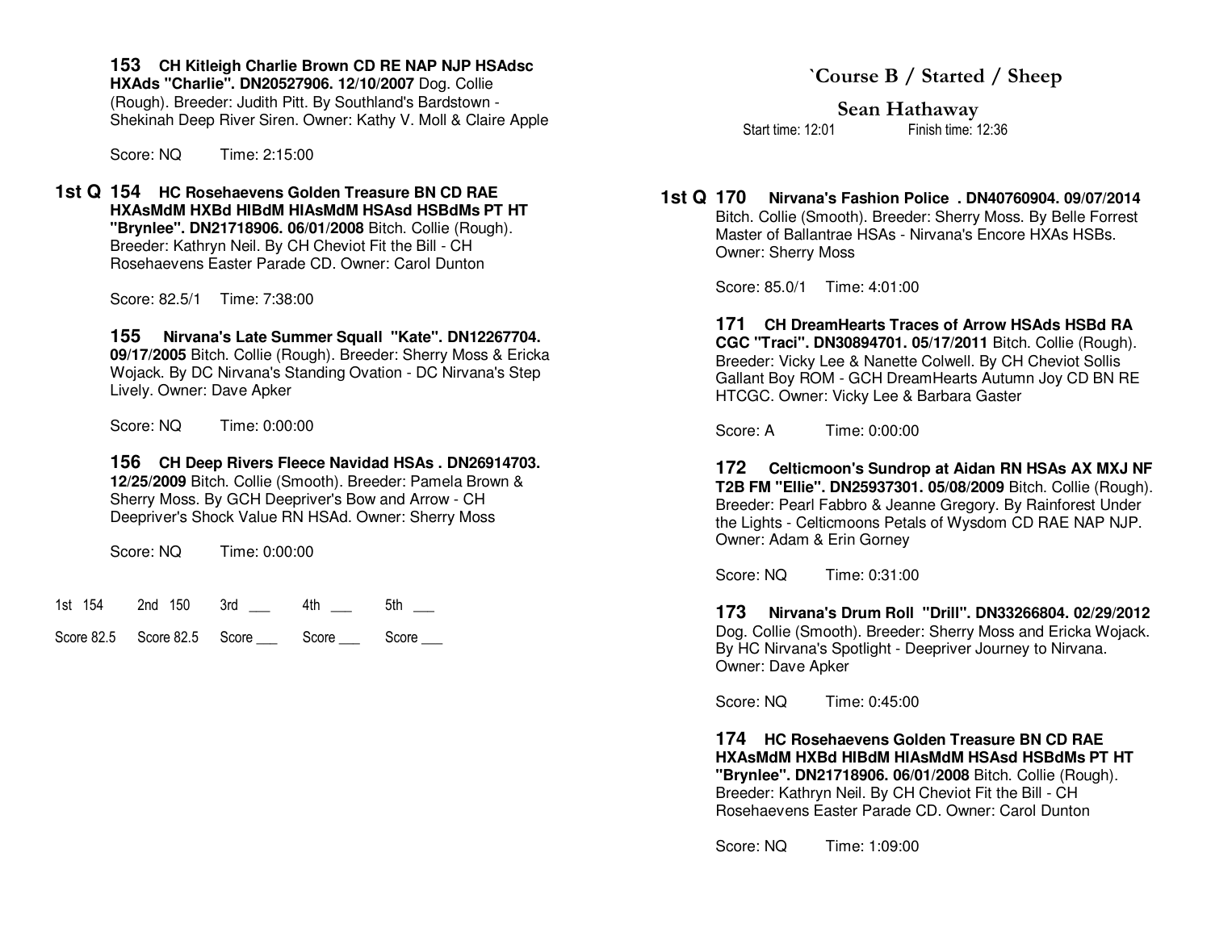**153 CH Kitleigh Charlie Brown CD RE NAP NJP HSAdsc HXAds "Charlie". DN20527906. 12/10/2007** Dog. Collie (Rough). Breeder: Judith Pitt. By Southland's Bardstown - Shekinah Deep River Siren. Owner: Kathy V. Moll & Claire Apple

Score: NQ  Time: 2:15:00

**1st Q 154 HC Rosehaevens Golden Treasure BN CD RAE HXAsMdM HXBd HIBdM HIAsMdM HSAsd HSBdMs PT HT "Brynlee". DN21718906. 06/01/2008** Bitch. Collie (Rough). Breeder: Kathryn Neil. By CH Cheviot Fit the Bill - CH Rosehaevens Easter Parade CD. Owner: Carol Dunton

Score: 82.5/1  Time: 7:38:00

**155 Nirvana's Late Summer Squall "Kate". DN12267704. 09/17/2005** Bitch. Collie (Rough). Breeder: Sherry Moss & Ericka Wojack. By DC Nirvana's Standing Ovation - DC Nirvana's Step Lively. Owner: Dave Apker

Score: NQ  Time: 0:00:00

**156 CH Deep Rivers Fleece Navidad HSAs . DN26914703. 12/25/2009** Bitch. Collie (Smooth). Breeder: Pamela Brown & Sherry Moss. By GCH Deepriver's Bow and Arrow - CH Deepriver's Shock Value RN HSAd. Owner: Sherry Moss

Score: NQ  Time: 0:00:00

| 1st 154 | 2nd 150 | 3rd ___ | 4th ___ | 5th ___ |
|---|---|---|---|---|
| Score 82.5 | Score 82.5 | Score ___ | Score ___ | Score ___ |

## `Course B / Started / Sheep

### Sean Hathaway

Start time: 12:01  Finish time: 12:36

**1st Q 170 Nirvana's Fashion Police . DN40760904. 09/07/2014** Bitch. Collie (Smooth). Breeder: Sherry Moss. By Belle Forrest Master of Ballantrae HSAs - Nirvana's Encore HXAs HSBs. Owner: Sherry Moss

Score: 85.0/1  Time: 4:01:00

**171 CH DreamHearts Traces of Arrow HSAds HSBd RA CGC "Traci". DN30894701. 05/17/2011** Bitch. Collie (Rough). Breeder: Vicky Lee & Nanette Colwell. By CH Cheviot Sollis Gallant Boy ROM - GCH DreamHearts Autumn Joy CD BN RE HTCGC. Owner: Vicky Lee & Barbara Gaster

Score: A  Time: 0:00:00

**172 Celticmoon's Sundrop at Aidan RN HSAs AX MXJ NF T2B FM "Ellie". DN25937301. 05/08/2009** Bitch. Collie (Rough). Breeder: Pearl Fabbro & Jeanne Gregory. By Rainforest Under the Lights - Celticmoons Petals of Wysdom CD RAE NAP NJP. Owner: Adam & Erin Gorney

Score: NQ  Time: 0:31:00

**173 Nirvana's Drum Roll "Drill". DN33266804. 02/29/2012** Dog. Collie (Smooth). Breeder: Sherry Moss and Ericka Wojack. By HC Nirvana's Spotlight - Deepriver Journey to Nirvana. Owner: Dave Apker

Score: NQ  Time: 0:45:00

**174 HC Rosehaevens Golden Treasure BN CD RAE HXAsMdM HXBd HIBdM HIAsMdM HSAsd HSBdMs PT HT "Brynlee". DN21718906. 06/01/2008** Bitch. Collie (Rough). Breeder: Kathryn Neil. By CH Cheviot Fit the Bill - CH Rosehaevens Easter Parade CD. Owner: Carol Dunton

Score: NQ  Time: 1:09:00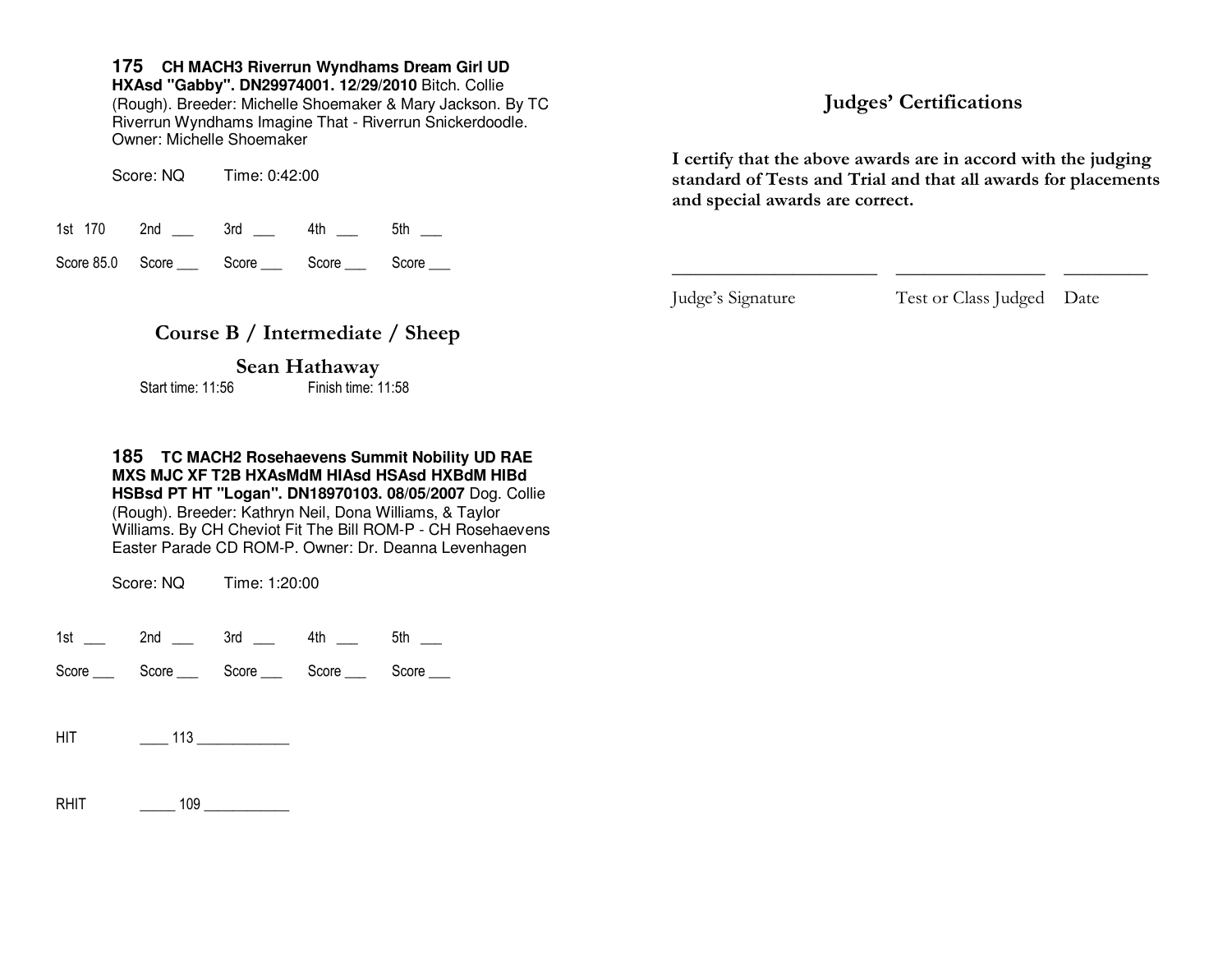**175** **CH MACH3 Riverrun Wyndhams Dream Girl UD HXAsd "Gabby". DN29974001. 12/29/2010** Bitch. Collie (Rough). Breeder: Michelle Shoemaker & Mary Jackson. By TC Riverrun Wyndhams Imagine That - Riverrun Snickerdoodle. Owner: Michelle Shoemaker

Score: NQ Time: 0:42:00

| | | | | |
|---|---|---|---|---|
| 1st 170 | 2nd ___ | 3rd ___ | 4th ___ | 5th ___ |
| Score 85.0 | Score ___ | Score ___ | Score ___ | Score ___ |

## Course B / Intermediate / Sheep

### Sean Hathaway

Start time: 11:56 Finish time: 11:58

**185** **TC MACH2 Rosehaevens Summit Nobility UD RAE MXS MJC XF T2B HXAsMdM HIAsd HSAsd HXBdM HIBd HSBsd PT HT "Logan". DN18970103. 08/05/2007** Dog. Collie (Rough). Breeder: Kathryn Neil, Dona Williams, & Taylor Williams. By CH Cheviot Fit The Bill ROM-P - CH Rosehaevens Easter Parade CD ROM-P. Owner: Dr. Deanna Levenhagen

Score: NQ Time: 1:20:00

| | | | | |
|---|---|---|---|---|
| 1st ___ | 2nd ___ | 3rd ___ | 4th ___ | 5th ___ |
| Score ___ | Score ___ | Score ___ | Score ___ | Score ___ |

HIT ____ 113 ____________

RHIT _____ 109 ___________

## Judges' Certifications

**I certify that the above awards are in accord with the judging standard of Tests and Trial and that all awards for placements and special awards are correct.**

______________________ ________________ _________

Judge's Signature Test or Class Judged Date